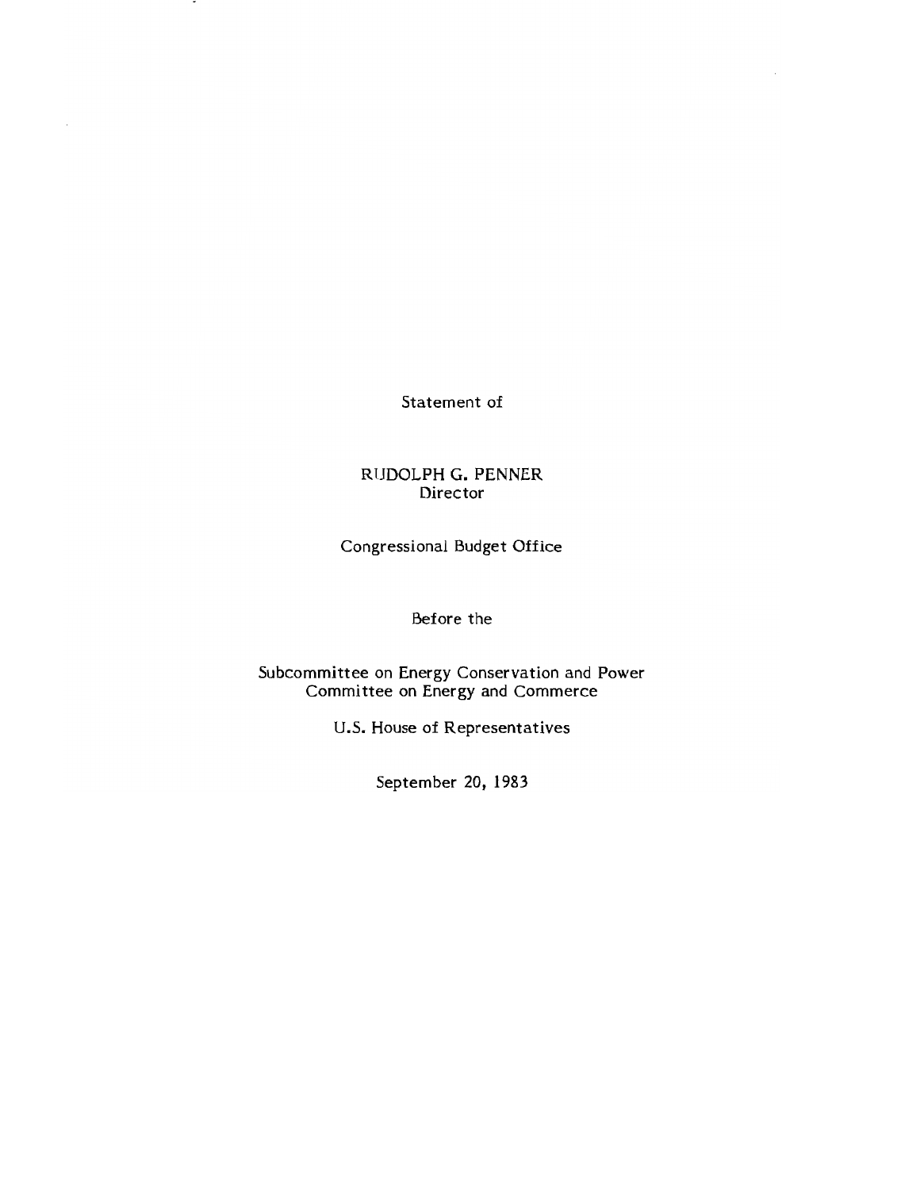Statement of

RUDOLPH G. PENNER
Director

Congressional Budget Office

Before the

Subcommittee on Energy Conservation and Power
Committee on Energy and Commerce

U.S. House of Representatives

September 20, 1983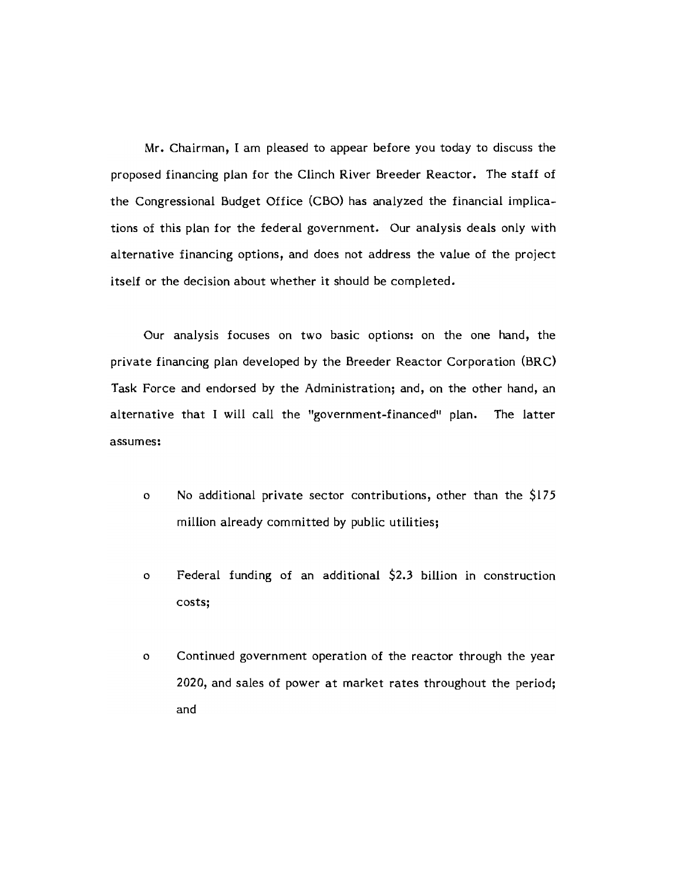Mr. Chairman, I am pleased to appear before you today to discuss the proposed financing plan for the Clinch River Breeder Reactor. The staff of the Congressional Budget Office (CBO) has analyzed the financial implications of this plan for the federal government. Our analysis deals only with alternative financing options, and does not address the value of the project itself or the decision about whether it should be completed.

Our analysis focuses on two basic options: on the one hand, the private financing plan developed by the Breeder Reactor Corporation (BRC) Task Force and endorsed by the Administration; and, on the other hand, an alternative that I will call the "government-financed" plan. The latter assumes:

- No additional private sector contributions, other than the $175 million already committed by public utilities;
- Federal funding of an additional $2.3 billion in construction costs;
- Continued government operation of the reactor through the year 2020, and sales of power at market rates throughout the period; and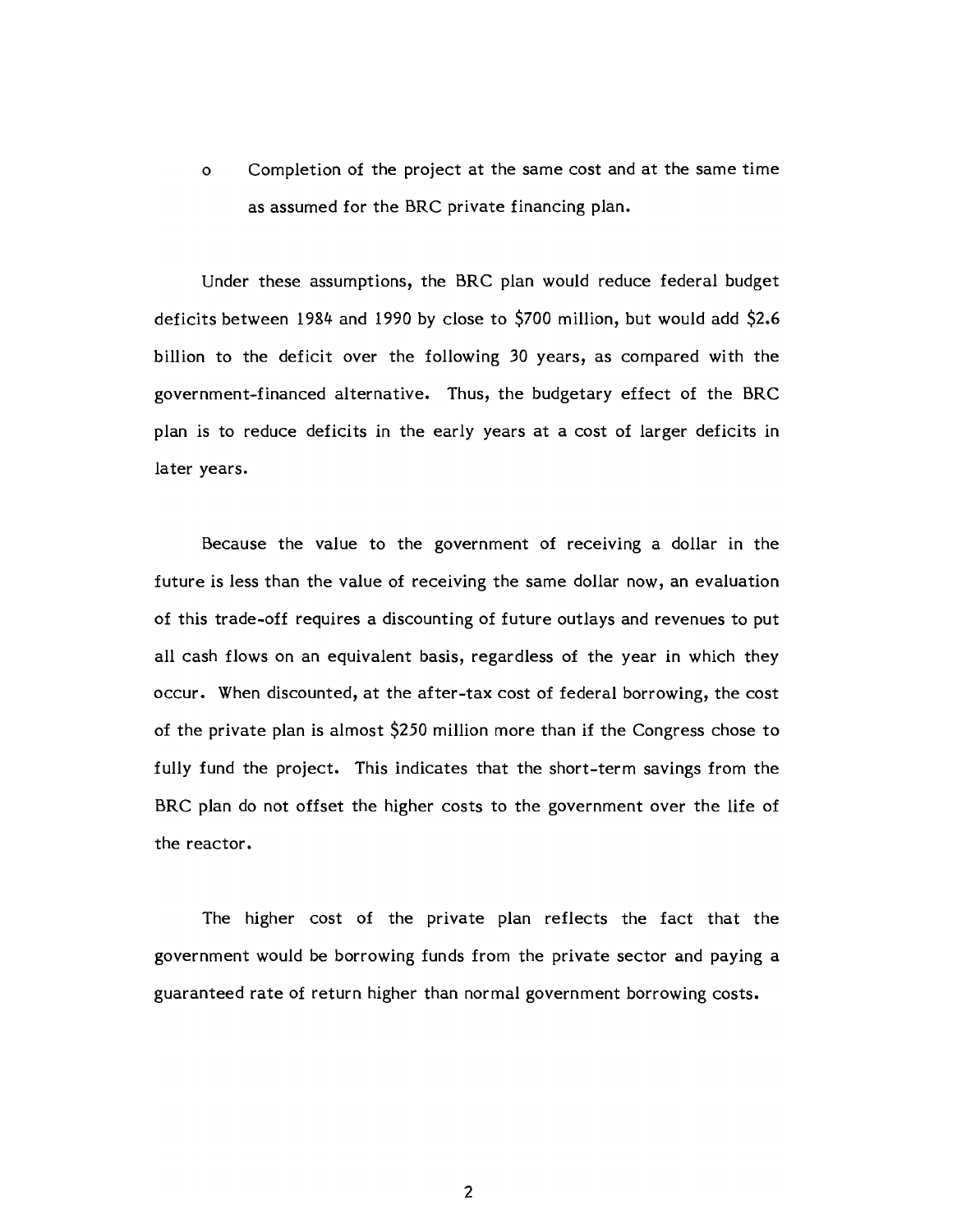- Completion of the project at the same cost and at the same time as assumed for the BRC private financing plan.

Under these assumptions, the BRC plan would reduce federal budget deficits between 1984 and 1990 by close to $700 million, but would add $2.6 billion to the deficit over the following 30 years, as compared with the government-financed alternative. Thus, the budgetary effect of the BRC plan is to reduce deficits in the early years at a cost of larger deficits in later years.

Because the value to the government of receiving a dollar in the future is less than the value of receiving the same dollar now, an evaluation of this trade-off requires a discounting of future outlays and revenues to put all cash flows on an equivalent basis, regardless of the year in which they occur. When discounted, at the after-tax cost of federal borrowing, the cost of the private plan is almost $250 million more than if the Congress chose to fully fund the project. This indicates that the short-term savings from the BRC plan do not offset the higher costs to the government over the life of the reactor.

The higher cost of the private plan reflects the fact that the government would be borrowing funds from the private sector and paying a guaranteed rate of return higher than normal government borrowing costs.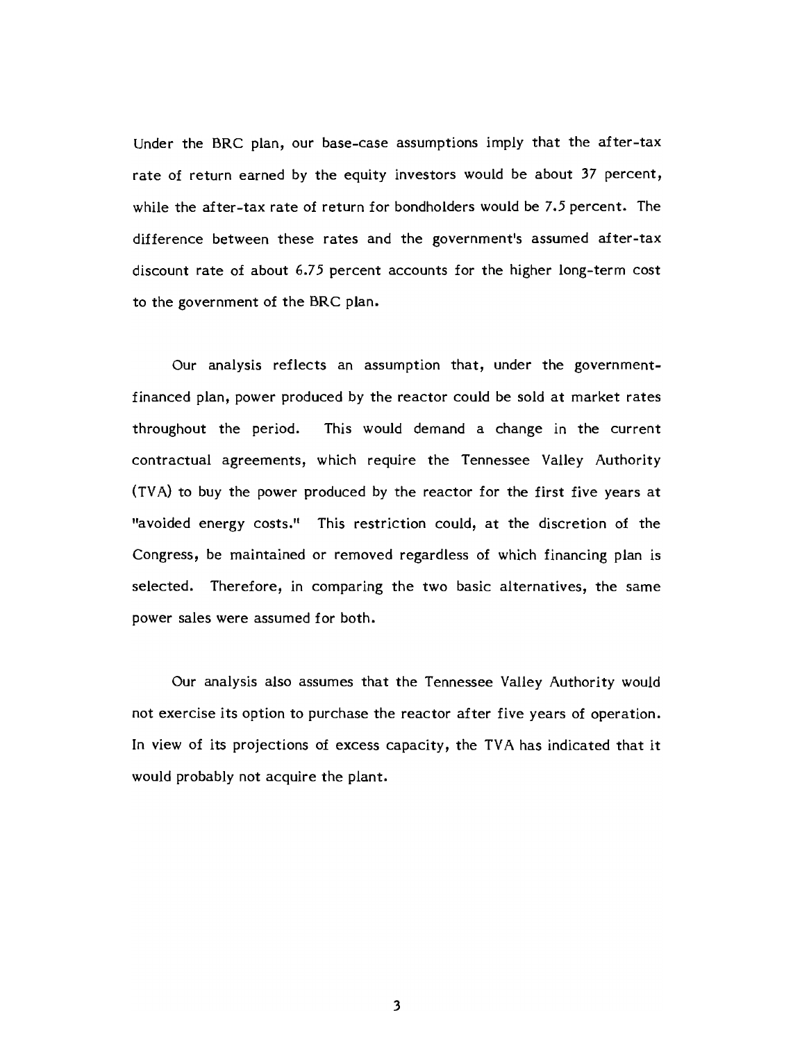Under the BRC plan, our base-case assumptions imply that the after-tax rate of return earned by the equity investors would be about 37 percent, while the after-tax rate of return for bondholders would be 7.5 percent. The difference between these rates and the government's assumed after-tax discount rate of about 6.75 percent accounts for the higher long-term cost to the government of the BRC plan.

Our analysis reflects an assumption that, under the government-financed plan, power produced by the reactor could be sold at market rates throughout the period. This would demand a change in the current contractual agreements, which require the Tennessee Valley Authority (TVA) to buy the power produced by the reactor for the first five years at "avoided energy costs." This restriction could, at the discretion of the Congress, be maintained or removed regardless of which financing plan is selected. Therefore, in comparing the two basic alternatives, the same power sales were assumed for both.

Our analysis also assumes that the Tennessee Valley Authority would not exercise its option to purchase the reactor after five years of operation. In view of its projections of excess capacity, the TVA has indicated that it would probably not acquire the plant.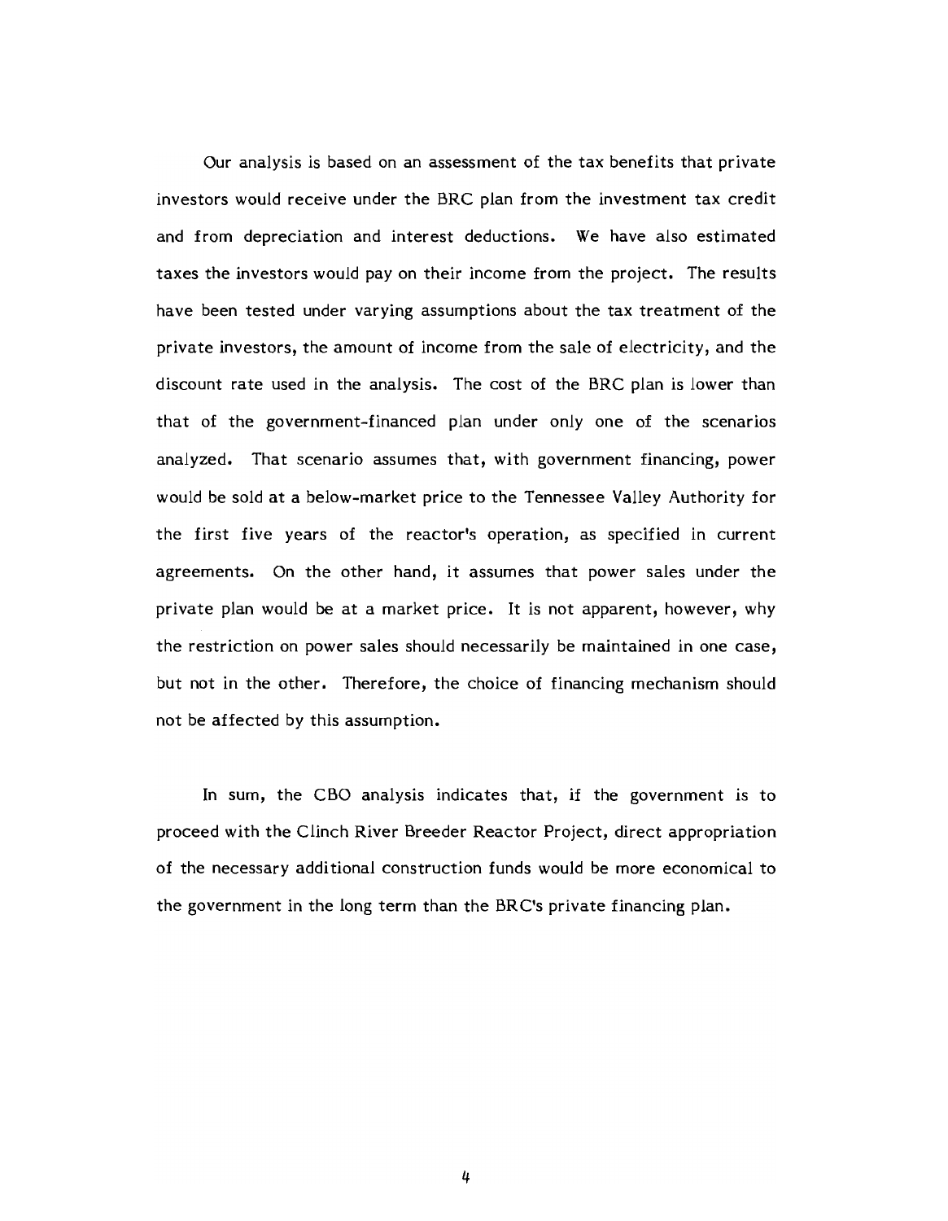Our analysis is based on an assessment of the tax benefits that private investors would receive under the BRC plan from the investment tax credit and from depreciation and interest deductions. We have also estimated taxes the investors would pay on their income from the project. The results have been tested under varying assumptions about the tax treatment of the private investors, the amount of income from the sale of electricity, and the discount rate used in the analysis. The cost of the BRC plan is lower than that of the government-financed plan under only one of the scenarios analyzed. That scenario assumes that, with government financing, power would be sold at a below-market price to the Tennessee Valley Authority for the first five years of the reactor's operation, as specified in current agreements. On the other hand, it assumes that power sales under the private plan would be at a market price. It is not apparent, however, why the restriction on power sales should necessarily be maintained in one case, but not in the other. Therefore, the choice of financing mechanism should not be affected by this assumption.

In sum, the CBO analysis indicates that, if the government is to proceed with the Clinch River Breeder Reactor Project, direct appropriation of the necessary additional construction funds would be more economical to the government in the long term than the BRC's private financing plan.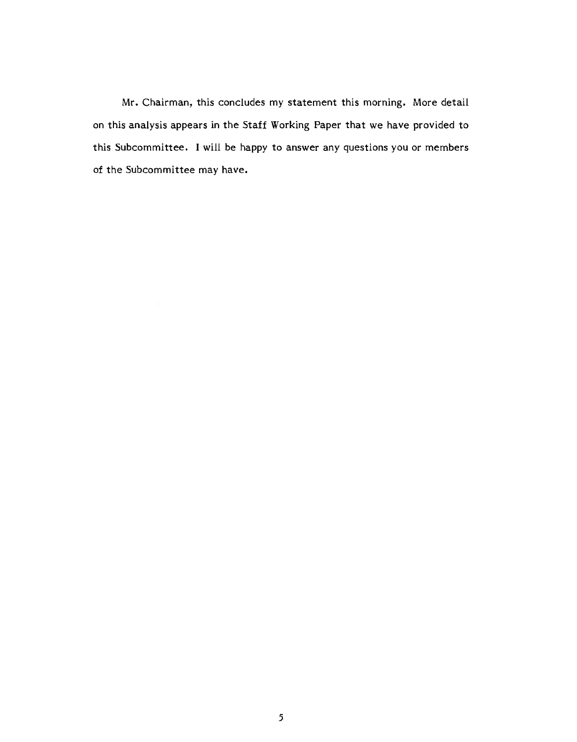Mr. Chairman, this concludes my statement this morning. More detail on this analysis appears in the Staff Working Paper that we have provided to this Subcommittee. I will be happy to answer any questions you or members of the Subcommittee may have.